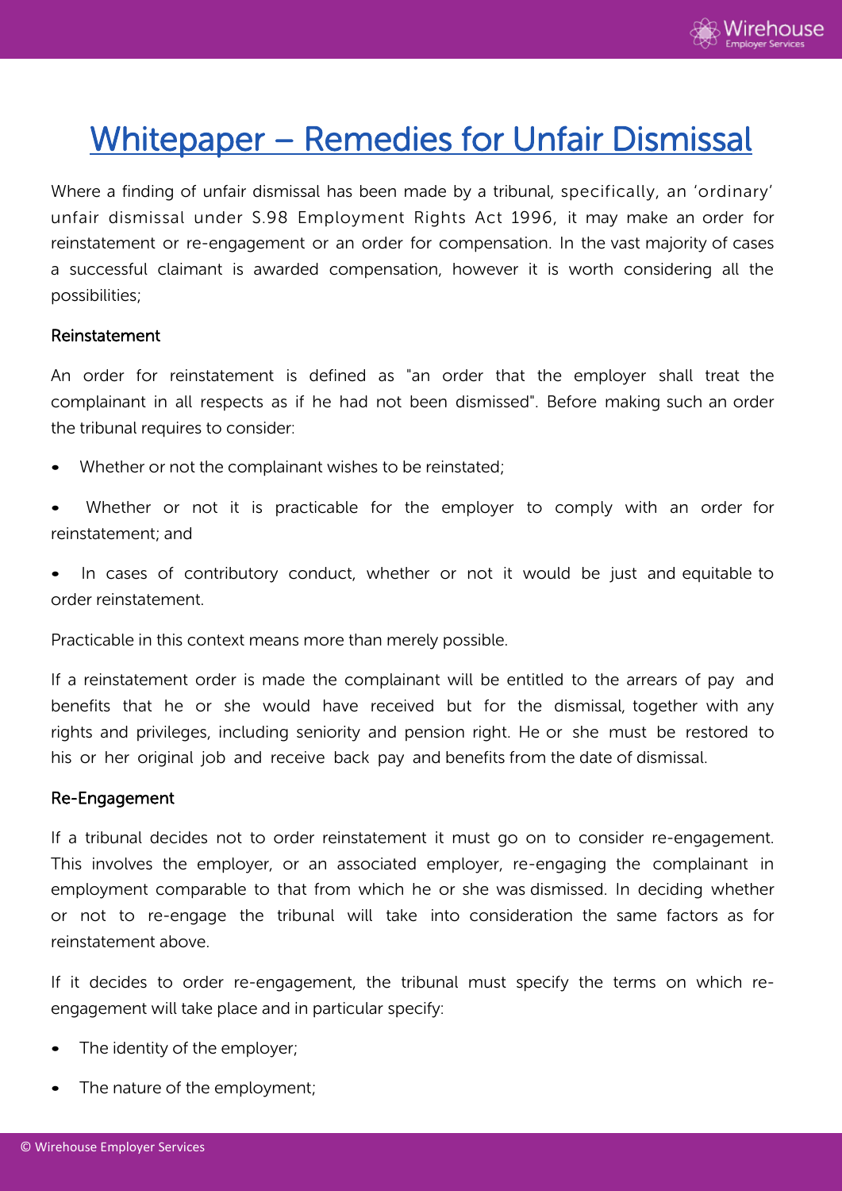# Whitepaper – Remedies for Unfair Dismissal

Where a finding of unfair dismissal has been made by a tribunal, specifically, an 'ordinary' unfair dismissal under S.98 Employment Rights Act 1996, it may make an order for reinstatement or re-engagement or an order for compensation. In the vast majority of cases a successful claimant is awarded compensation, however it is worth considering all the possibilities;

## Reinstatement

An order for reinstatement is defined as "an order that the employer shall treat the complainant in all respects as if he had not been dismissed". Before making such an order the tribunal requires to consider:

- Whether or not the complainant wishes to be reinstated;
- Whether or not it is practicable for the employer to comply with an order for reinstatement; and
- In cases of contributory conduct, whether or not it would be just and equitable to order reinstatement.

Practicable in this context means more than merely possible.

If a reinstatement order is made the complainant will be entitled to the arrears of pay and benefits that he or she would have received but for the dismissal, together with any rights and privileges, including seniority and pension right. He or she must be restored to his or her original job and receive back pay and benefits from the date of dismissal.

## Re-Engagement

If a tribunal decides not to order reinstatement it must go on to consider re-engagement. This involves the employer, or an associated employer, re-engaging the complainant in employment comparable to that from which he or she was dismissed. In deciding whether or not to re-engage the tribunal will take into consideration the same factors as for reinstatement above.

If it decides to order re-engagement, the tribunal must specify the terms on which re-engagement will take place and in particular specify:

- The identity of the employer;
- The nature of the employment;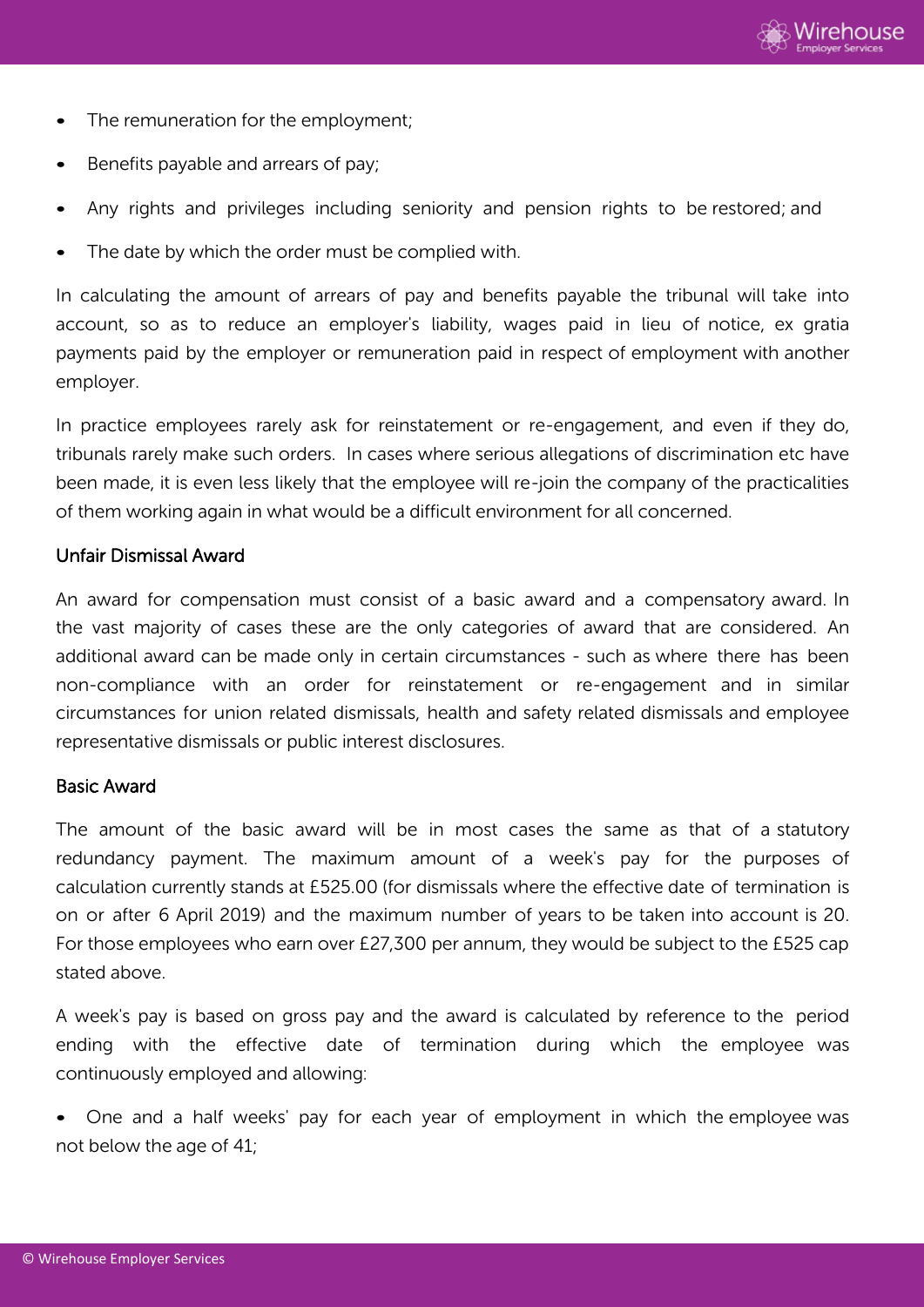- The remuneration for the employment;
- Benefits payable and arrears of pay;
- Any rights and privileges including seniority and pension rights to be restored; and
- The date by which the order must be complied with.

In calculating the amount of arrears of pay and benefits payable the tribunal will take into account, so as to reduce an employer's liability, wages paid in lieu of notice, ex gratia payments paid by the employer or remuneration paid in respect of employment with another employer.

In practice employees rarely ask for reinstatement or re-engagement, and even if they do, tribunals rarely make such orders. In cases where serious allegations of discrimination etc have been made, it is even less likely that the employee will re-join the company of the practicalities of them working again in what would be a difficult environment for all concerned.

### Unfair Dismissal Award

An award for compensation must consist of a basic award and a compensatory award. In the vast majority of cases these are the only categories of award that are considered. An additional award can be made only in certain circumstances - such as where there has been non-compliance with an order for reinstatement or re-engagement and in similar circumstances for union related dismissals, health and safety related dismissals and employee representative dismissals or public interest disclosures.

### Basic Award

The amount of the basic award will be in most cases the same as that of a statutory redundancy payment. The maximum amount of a week's pay for the purposes of calculation currently stands at £525.00 (for dismissals where the effective date of termination is on or after 6 April 2019) and the maximum number of years to be taken into account is 20. For those employees who earn over £27,300 per annum, they would be subject to the £525 cap stated above.

A week's pay is based on gross pay and the award is calculated by reference to the period ending with the effective date of termination during which the employee was continuously employed and allowing:

- One and a half weeks' pay for each year of employment in which the employee was not below the age of 41;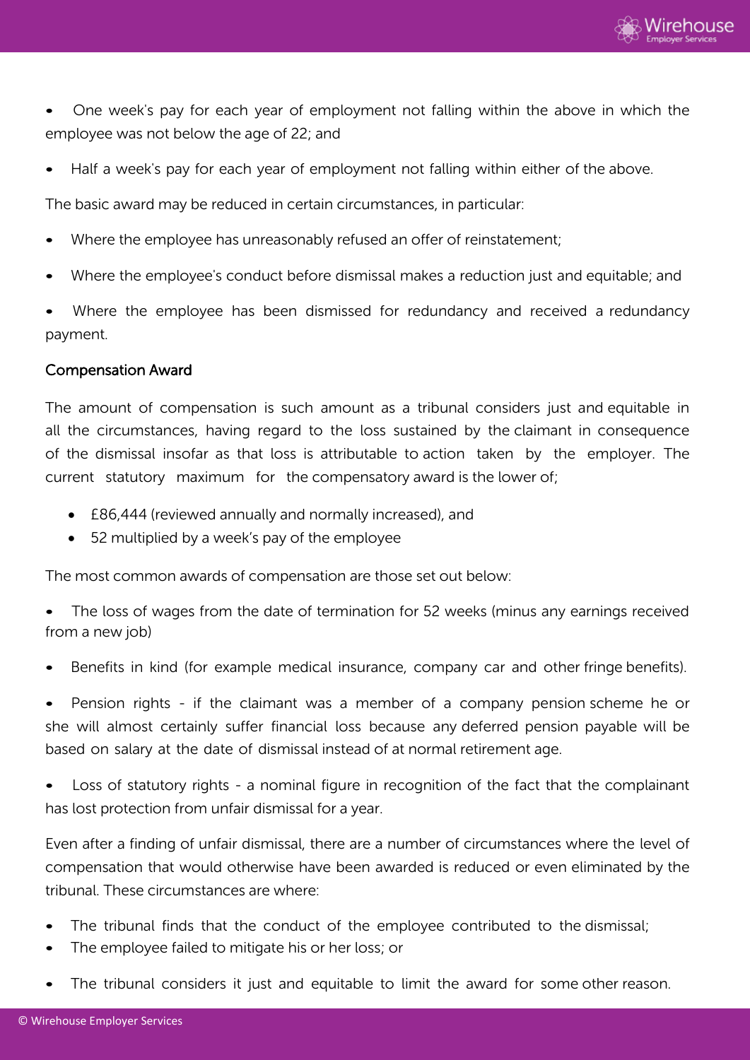- One week's pay for each year of employment not falling within the above in which the employee was not below the age of 22; and
- Half a week's pay for each year of employment not falling within either of the above.

The basic award may be reduced in certain circumstances, in particular:

- Where the employee has unreasonably refused an offer of reinstatement;
- Where the employee's conduct before dismissal makes a reduction just and equitable; and
- Where the employee has been dismissed for redundancy and received a redundancy payment.

### Compensation Award

The amount of compensation is such amount as a tribunal considers just and equitable in all the circumstances, having regard to the loss sustained by the claimant in consequence of the dismissal insofar as that loss is attributable to action taken by the employer. The current statutory maximum for the compensatory award is the lower of;

- £86,444 (reviewed annually and normally increased), and
- 52 multiplied by a week's pay of the employee

The most common awards of compensation are those set out below:

- The loss of wages from the date of termination for 52 weeks (minus any earnings received from a new job)
- Benefits in kind (for example medical insurance, company car and other fringe benefits).
- Pension rights - if the claimant was a member of a company pension scheme he or she will almost certainly suffer financial loss because any deferred pension payable will be based on salary at the date of dismissal instead of at normal retirement age.
- Loss of statutory rights - a nominal figure in recognition of the fact that the complainant has lost protection from unfair dismissal for a year.

Even after a finding of unfair dismissal, there are a number of circumstances where the level of compensation that would otherwise have been awarded is reduced or even eliminated by the tribunal. These circumstances are where:

- The tribunal finds that the conduct of the employee contributed to the dismissal;
- The employee failed to mitigate his or her loss; or
- The tribunal considers it just and equitable to limit the award for some other reason.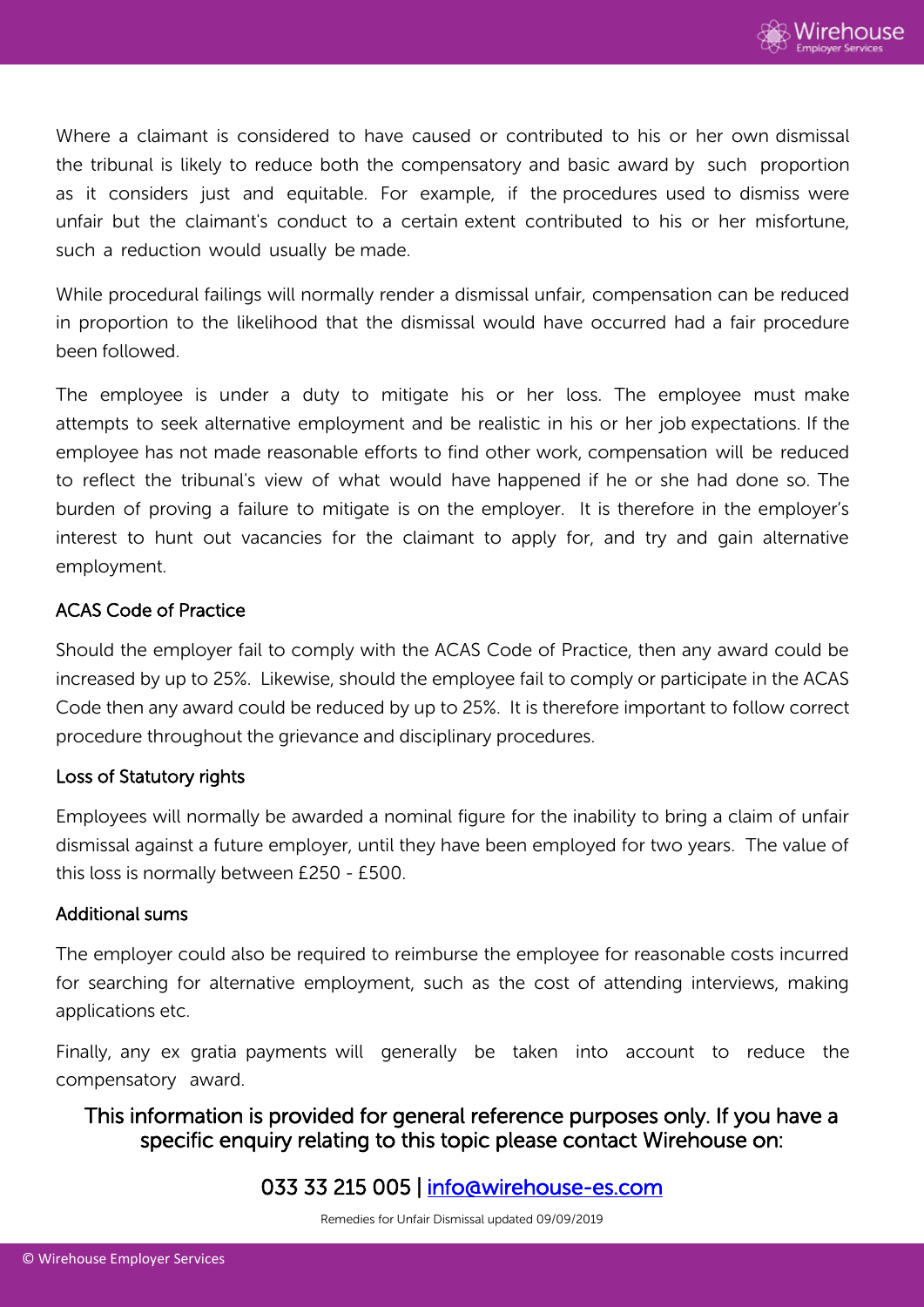Where a claimant is considered to have caused or contributed to his or her own dismissal the tribunal is likely to reduce both the compensatory and basic award by such proportion as it considers just and equitable. For example, if the procedures used to dismiss were unfair but the claimant's conduct to a certain extent contributed to his or her misfortune, such a reduction would usually be made.

While procedural failings will normally render a dismissal unfair, compensation can be reduced in proportion to the likelihood that the dismissal would have occurred had a fair procedure been followed.

The employee is under a duty to mitigate his or her loss. The employee must make attempts to seek alternative employment and be realistic in his or her job expectations. If the employee has not made reasonable efforts to find other work, compensation will be reduced to reflect the tribunal's view of what would have happened if he or she had done so. The burden of proving a failure to mitigate is on the employer. It is therefore in the employer's interest to hunt out vacancies for the claimant to apply for, and try and gain alternative employment.

### ACAS Code of Practice

Should the employer fail to comply with the ACAS Code of Practice, then any award could be increased by up to 25%. Likewise, should the employee fail to comply or participate in the ACAS Code then any award could be reduced by up to 25%. It is therefore important to follow correct procedure throughout the grievance and disciplinary procedures.

### Loss of Statutory rights

Employees will normally be awarded a nominal figure for the inability to bring a claim of unfair dismissal against a future employer, until they have been employed for two years. The value of this loss is normally between £250 - £500.

### Additional sums

The employer could also be required to reimburse the employee for reasonable costs incurred for searching for alternative employment, such as the cost of attending interviews, making applications etc.

Finally, any ex gratia payments will generally be taken into account to reduce the compensatory award.

This information is provided for general reference purposes only. If you have a specific enquiry relating to this topic please contact Wirehouse on:

033 33 215 005 | [info@wirehouse-es.com](mailto:info@wirehouse-es.com)

Remedies for Unfair Dismissal updated 09/09/2019